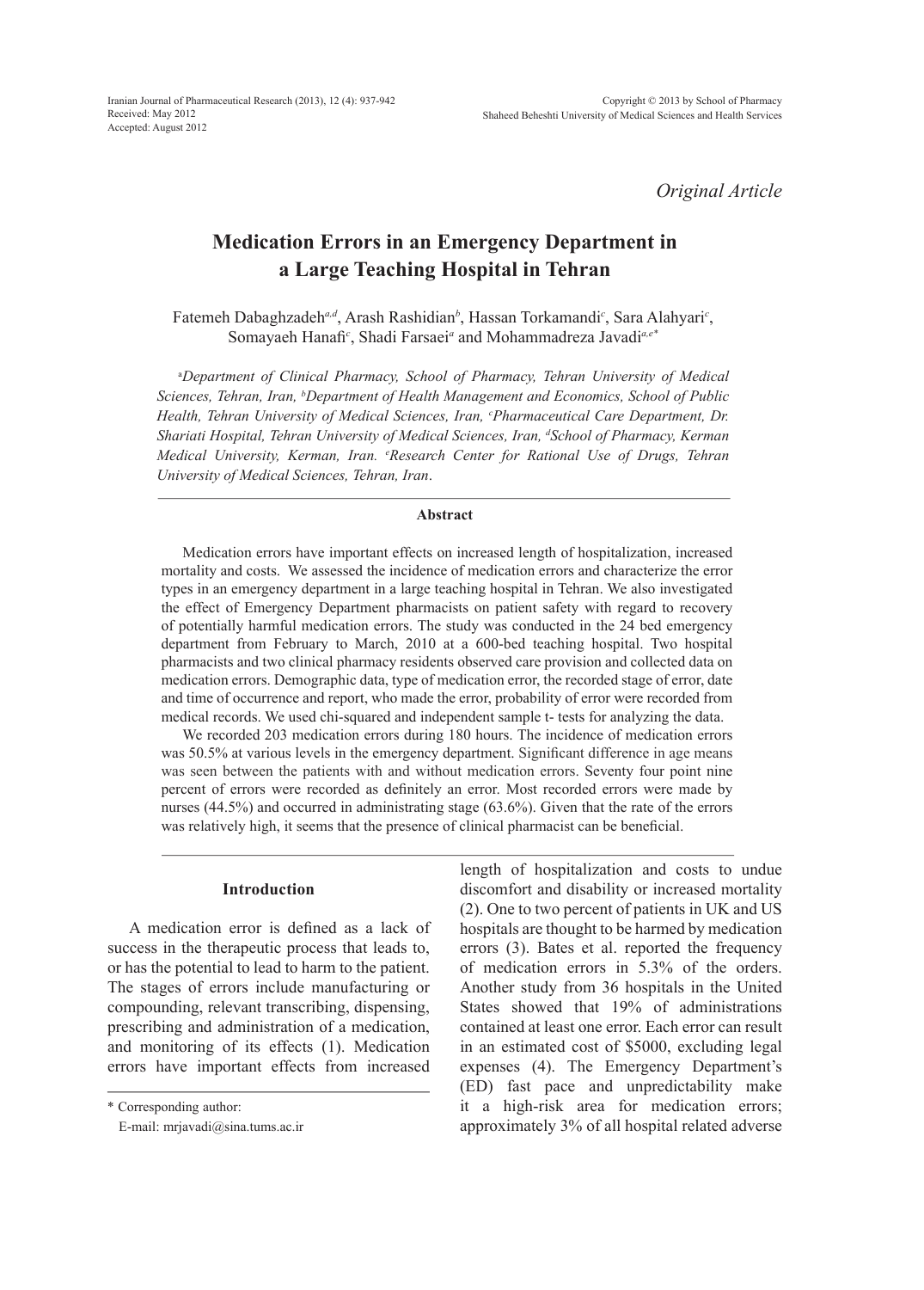*Original Article*

# Medication Errors in an Emergency Department in a Large Teaching Hospital in Tehran

Fatemeh Dabaghzadeh[a,d], Arash Rashidian[b], Hassan Torkamandi[c], Sara Alahyari[c], Somayaeh Hanafi[c], Shadi Farsaei[a] and Mohammadreza Javadi[a,e*]

[a]*Department of Clinical Pharmacy, School of Pharmacy, Tehran University of Medical Sciences, Tehran, Iran,* [b]*Department of Health Management and Economics, School of Public Health, Tehran University of Medical Sciences, Iran,* [c]*Pharmaceutical Care Department, Dr. Shariati Hospital, Tehran University of Medical Sciences, Iran,* [d]*School of Pharmacy, Kerman Medical University, Kerman, Iran.* [e]*Research Center for Rational Use of Drugs, Tehran University of Medical Sciences, Tehran, Iran.*

## Abstract

Medication errors have important effects on increased length of hospitalization, increased mortality and costs. We assessed the incidence of medication errors and characterize the error types in an emergency department in a large teaching hospital in Tehran. We also investigated the effect of Emergency Department pharmacists on patient safety with regard to recovery of potentially harmful medication errors. The study was conducted in the 24 bed emergency department from February to March, 2010 at a 600-bed teaching hospital. Two hospital pharmacists and two clinical pharmacy residents observed care provision and collected data on medication errors. Demographic data, type of medication error, the recorded stage of error, date and time of occurrence and report, who made the error, probability of error were recorded from medical records. We used chi-squared and independent sample t- tests for analyzing the data.

We recorded 203 medication errors during 180 hours. The incidence of medication errors was 50.5% at various levels in the emergency department. Significant difference in age means was seen between the patients with and without medication errors. Seventy four point nine percent of errors were recorded as definitely an error. Most recorded errors were made by nurses (44.5%) and occurred in administrating stage (63.6%). Given that the rate of the errors was relatively high, it seems that the presence of clinical pharmacist can be beneficial.

## Introduction

A medication error is defined as a lack of success in the therapeutic process that leads to, or has the potential to lead to harm to the patient. The stages of errors include manufacturing or compounding, relevant transcribing, dispensing, prescribing and administration of a medication, and monitoring of its effects (1). Medication errors have important effects from increased length of hospitalization and costs to undue discomfort and disability or increased mortality (2). One to two percent of patients in UK and US hospitals are thought to be harmed by medication errors (3). Bates et al. reported the frequency of medication errors in 5.3% of the orders. Another study from 36 hospitals in the United States showed that 19% of administrations contained at least one error. Each error can result in an estimated cost of $5000, excluding legal expenses (4). The Emergency Department's (ED) fast pace and unpredictability make it a high-risk area for medication errors; approximately 3% of all hospital related adverse

\* Corresponding author:
E-mail: mrjavadi@sina.tums.ac.ir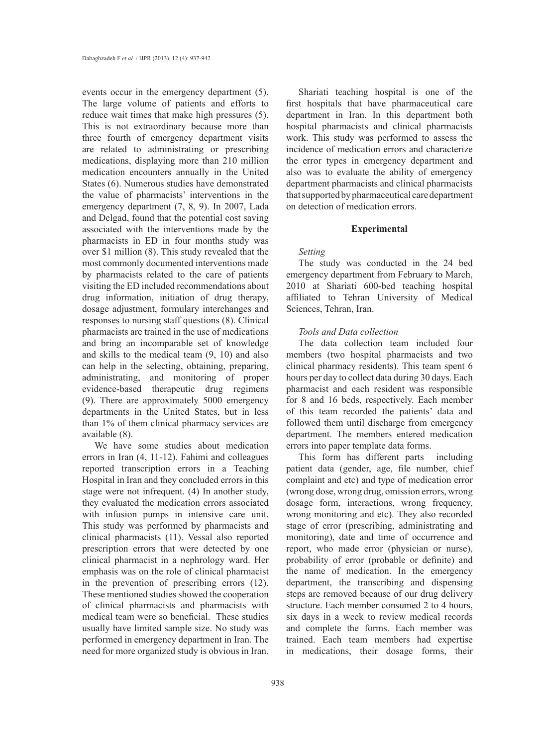events occur in the emergency department (5). The large volume of patients and efforts to reduce wait times that make high pressures (5). This is not extraordinary because more than three fourth of emergency department visits are related to administrating or prescribing medications, displaying more than 210 million medication encounters annually in the United States (6). Numerous studies have demonstrated the value of pharmacists' interventions in the emergency department (7, 8, 9). In 2007, Lada and Delgad, found that the potential cost saving associated with the interventions made by the pharmacists in ED in four months study was over $1 million (8). This study revealed that the most commonly documented interventions made by pharmacists related to the care of patients visiting the ED included recommendations about drug information, initiation of drug therapy, dosage adjustment, formulary interchanges and responses to nursing staff questions (8). Clinical pharmacists are trained in the use of medications and bring an incomparable set of knowledge and skills to the medical team (9, 10) and also can help in the selecting, obtaining, preparing, administrating, and monitoring of proper evidence-based therapeutic drug regimens (9). There are approximately 5000 emergency departments in the United States, but in less than 1% of them clinical pharmacy services are available (8).

We have some studies about medication errors in Iran (4, 11-12). Fahimi and colleagues reported transcription errors in a Teaching Hospital in Iran and they concluded errors in this stage were not infrequent. (4) In another study, they evaluated the medication errors associated with infusion pumps in intensive care unit. This study was performed by pharmacists and clinical pharmacists (11). Vessal also reported prescription errors that were detected by one clinical pharmacist in a nephrology ward. Her emphasis was on the role of clinical pharmacist in the prevention of prescribing errors (12). These mentioned studies showed the cooperation of clinical pharmacists and pharmacists with medical team were so beneficial. These studies usually have limited sample size. No study was performed in emergency department in Iran. The need for more organized study is obvious in Iran.

Shariati teaching hospital is one of the first hospitals that have pharmaceutical care department in Iran. In this department both hospital pharmacists and clinical pharmacists work. This study was performed to assess the incidence of medication errors and characterize the error types in emergency department and also was to evaluate the ability of emergency department pharmacists and clinical pharmacists that supported by pharmaceutical care department on detection of medication errors.

## Experimental

*Setting*

The study was conducted in the 24 bed emergency department from February to March, 2010 at Shariati 600-bed teaching hospital affiliated to Tehran University of Medical Sciences, Tehran, Iran.

*Tools and Data collection*

The data collection team included four members (two hospital pharmacists and two clinical pharmacy residents). This team spent 6 hours per day to collect data during 30 days. Each pharmacist and each resident was responsible for 8 and 16 beds, respectively. Each member of this team recorded the patients' data and followed them until discharge from emergency department. The members entered medication errors into paper template data forms.

This form has different parts including patient data (gender, age, file number, chief complaint and etc) and type of medication error (wrong dose, wrong drug, omission errors, wrong dosage form, interactions, wrong frequency, wrong monitoring and etc). They also recorded stage of error (prescribing, administrating and monitoring), date and time of occurrence and report, who made error (physician or nurse), probability of error (probable or definite) and the name of medication. In the emergency department, the transcribing and dispensing steps are removed because of our drug delivery structure. Each member consumed 2 to 4 hours, six days in a week to review medical records and complete the forms. Each member was trained. Each team members had expertise in medications, their dosage forms, their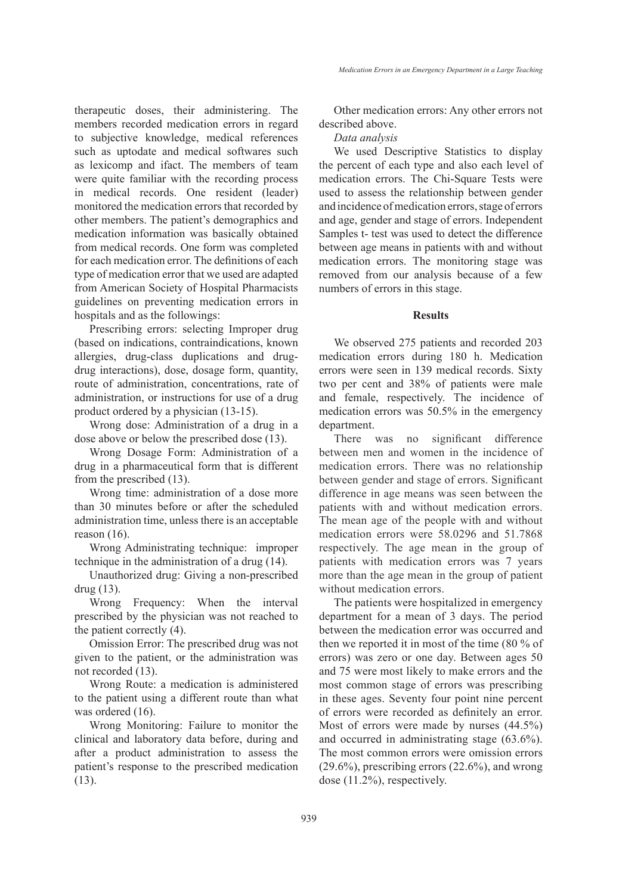therapeutic doses, their administering. The members recorded medication errors in regard to subjective knowledge, medical references such as uptodate and medical softwares such as lexicomp and ifact. The members of team were quite familiar with the recording process in medical records. One resident (leader) monitored the medication errors that recorded by other members. The patient's demographics and medication information was basically obtained from medical records. One form was completed for each medication error. The definitions of each type of medication error that we used are adapted from American Society of Hospital Pharmacists guidelines on preventing medication errors in hospitals and as the followings:

Prescribing errors: selecting Improper drug (based on indications, contraindications, known allergies, drug-class duplications and drug-drug interactions), dose, dosage form, quantity, route of administration, concentrations, rate of administration, or instructions for use of a drug product ordered by a physician (13-15).

Wrong dose: Administration of a drug in a dose above or below the prescribed dose (13).

Wrong Dosage Form: Administration of a drug in a pharmaceutical form that is different from the prescribed (13).

Wrong time: administration of a dose more than 30 minutes before or after the scheduled administration time, unless there is an acceptable reason (16).

Wrong Administrating technique: improper technique in the administration of a drug (14).

Unauthorized drug: Giving a non-prescribed drug (13).

Wrong Frequency: When the interval prescribed by the physician was not reached to the patient correctly (4).

Omission Error: The prescribed drug was not given to the patient, or the administration was not recorded (13).

Wrong Route: a medication is administered to the patient using a different route than what was ordered (16).

Wrong Monitoring: Failure to monitor the clinical and laboratory data before, during and after a product administration to assess the patient's response to the prescribed medication (13).

Other medication errors: Any other errors not described above.

*Data analysis*

We used Descriptive Statistics to display the percent of each type and also each level of medication errors. The Chi-Square Tests were used to assess the relationship between gender and incidence of medication errors, stage of errors and age, gender and stage of errors. Independent Samples t- test was used to detect the difference between age means in patients with and without medication errors. The monitoring stage was removed from our analysis because of a few numbers of errors in this stage.

## Results

We observed 275 patients and recorded 203 medication errors during 180 h. Medication errors were seen in 139 medical records. Sixty two per cent and 38% of patients were male and female, respectively. The incidence of medication errors was 50.5% in the emergency department.

There was no significant difference between men and women in the incidence of medication errors. There was no relationship between gender and stage of errors. Significant difference in age means was seen between the patients with and without medication errors. The mean age of the people with and without medication errors were 58.0296 and 51.7868 respectively. The age mean in the group of patients with medication errors was 7 years more than the age mean in the group of patient without medication errors.

The patients were hospitalized in emergency department for a mean of 3 days. The period between the medication error was occurred and then we reported it in most of the time (80 % of errors) was zero or one day. Between ages 50 and 75 were most likely to make errors and the most common stage of errors was prescribing in these ages. Seventy four point nine percent of errors were recorded as definitely an error. Most of errors were made by nurses (44.5%) and occurred in administrating stage (63.6%). The most common errors were omission errors (29.6%), prescribing errors (22.6%), and wrong dose (11.2%), respectively.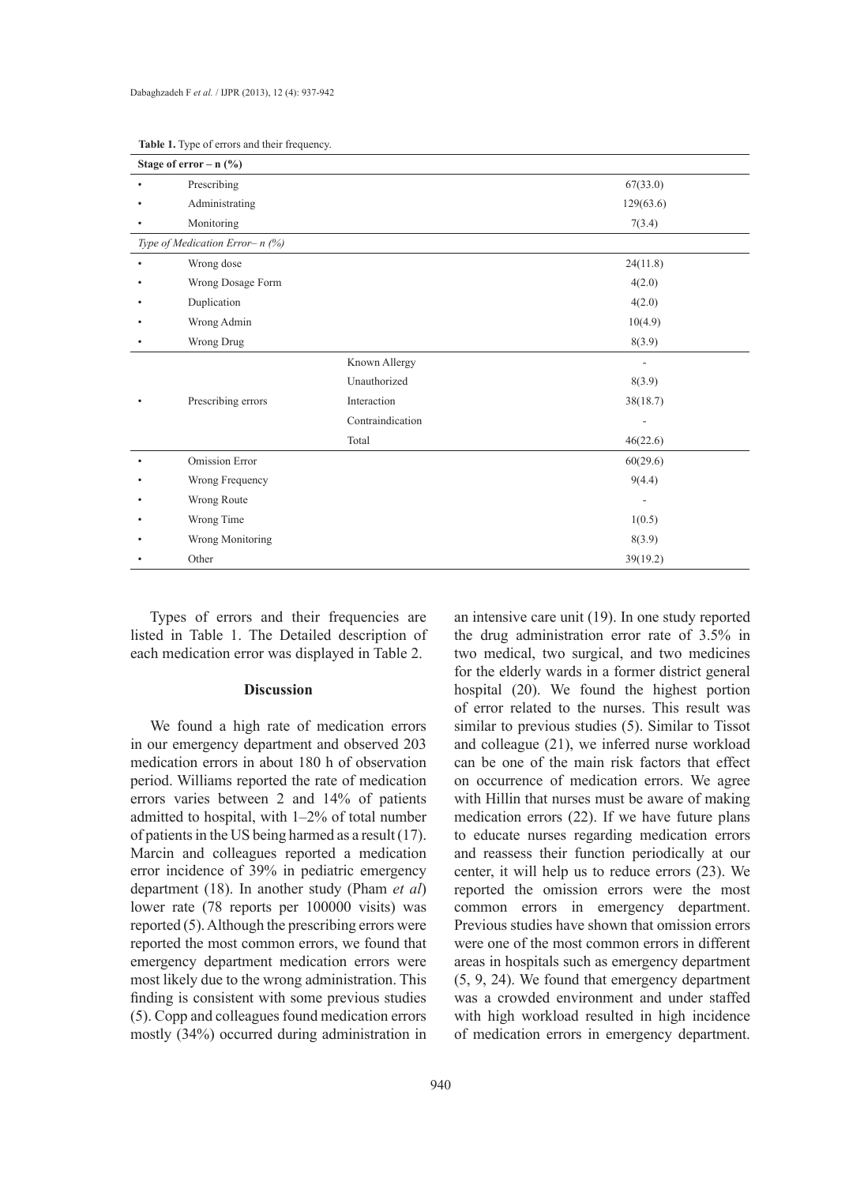**Table 1.** Type of errors and their frequency.

| Stage of error – n (%) | | | |
|---|---|---|---|
| • | Prescribing | | 67(33.0) |
| • | Administrating | | 129(63.6) |
| • | Monitoring | | 7(3.4) |
| *Type of Medication Error– n (%)* | | | |
| • | Wrong dose | | 24(11.8) |
| • | Wrong Dosage Form | | 4(2.0) |
| • | Duplication | | 4(2.0) |
| • | Wrong Admin | | 10(4.9) |
| • | Wrong Drug | | 8(3.9) |
| | | Known Allergy | - |
| | | Unauthorized | 8(3.9) |
| • | Prescribing errors | Interaction | 38(18.7) |
| | | Contraindication | - |
| | | Total | 46(22.6) |
| • | Omission Error | | 60(29.6) |
| • | Wrong Frequency | | 9(4.4) |
| • | Wrong Route | | - |
| • | Wrong Time | | 1(0.5) |
| • | Wrong Monitoring | | 8(3.9) |
| • | Other | | 39(19.2) |

Types of errors and their frequencies are listed in Table 1. The Detailed description of each medication error was displayed in Table 2.

## Discussion

We found a high rate of medication errors in our emergency department and observed 203 medication errors in about 180 h of observation period. Williams reported the rate of medication errors varies between 2 and 14% of patients admitted to hospital, with 1–2% of total number of patients in the US being harmed as a result (17). Marcin and colleagues reported a medication error incidence of 39% in pediatric emergency department (18). In another study (Pham *et al*) lower rate (78 reports per 100000 visits) was reported (5). Although the prescribing errors were reported the most common errors, we found that emergency department medication errors were most likely due to the wrong administration. This finding is consistent with some previous studies (5). Copp and colleagues found medication errors mostly (34%) occurred during administration in an intensive care unit (19). In one study reported the drug administration error rate of 3.5% in two medical, two surgical, and two medicines for the elderly wards in a former district general hospital (20). We found the highest portion of error related to the nurses. This result was similar to previous studies (5). Similar to Tissot and colleague (21), we inferred nurse workload can be one of the main risk factors that effect on occurrence of medication errors. We agree with Hillin that nurses must be aware of making medication errors (22). If we have future plans to educate nurses regarding medication errors and reassess their function periodically at our center, it will help us to reduce errors (23). We reported the omission errors were the most common errors in emergency department. Previous studies have shown that omission errors were one of the most common errors in different areas in hospitals such as emergency department (5, 9, 24). We found that emergency department was a crowded environment and under staffed with high workload resulted in high incidence of medication errors in emergency department.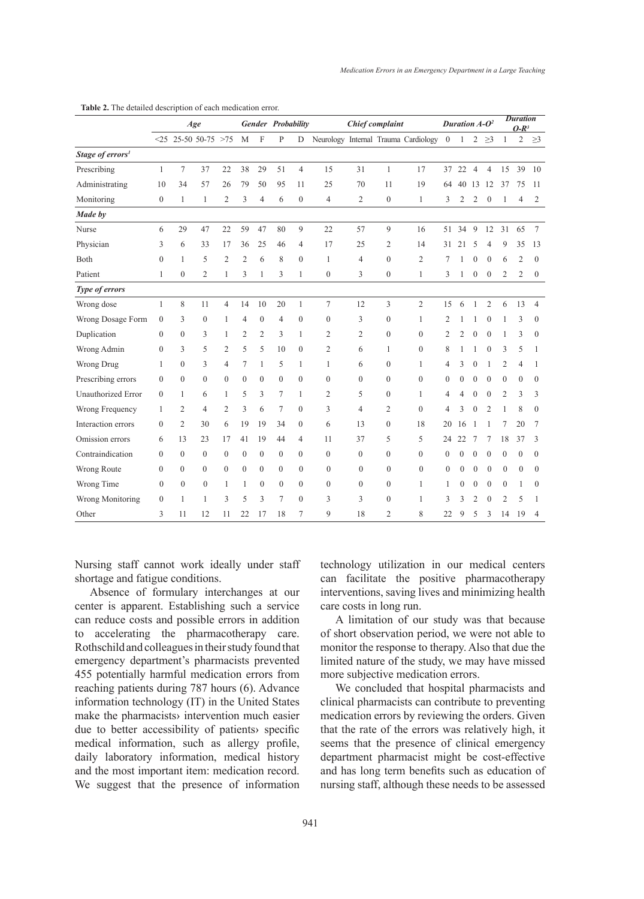**Table 2.** The detailed description of each medication error.

| | Age | | | | Gender | | Probability | | Chief complaint | | | | Duration A-O[2] | | | | Duration O-R[3] | | |
|---|---|---|---|---|---|---|---|---|---|---|---|---|---|---|---|---|---|---|---|
| | <25 | 25-50 | 50-75 | >75 | M | F | P | D | Neurology | Internal | Trauma | Cardiology | 0 | 1 | 2 | ≥3 | 1 | 2 | ≥3 |
| ***Stage of errors[1]*** | | | | | | | | | | | | | | | | | | | |
| Prescribing | 1 | 7 | 37 | 22 | 38 | 29 | 51 | 4 | 15 | 31 | 1 | 17 | 37 | 22 | 4 | 4 | 15 | 39 | 10 |
| Administrating | 10 | 34 | 57 | 26 | 79 | 50 | 95 | 11 | 25 | 70 | 11 | 19 | 64 | 40 | 13 | 12 | 37 | 75 | 11 |
| Monitoring | 0 | 1 | 1 | 2 | 3 | 4 | 6 | 0 | 4 | 2 | 0 | 1 | 3 | 2 | 2 | 0 | 1 | 4 | 2 |
| ***Made by*** | | | | | | | | | | | | | | | | | | | |
| Nurse | 6 | 29 | 47 | 22 | 59 | 47 | 80 | 9 | 22 | 57 | 9 | 16 | 51 | 34 | 9 | 12 | 31 | 65 | 7 |
| Physician | 3 | 6 | 33 | 17 | 36 | 25 | 46 | 4 | 17 | 25 | 2 | 14 | 31 | 21 | 5 | 4 | 9 | 35 | 13 |
| Both | 0 | 1 | 5 | 2 | 2 | 6 | 8 | 0 | 1 | 4 | 0 | 2 | 7 | 1 | 0 | 0 | 6 | 2 | 0 |
| Patient | 1 | 0 | 2 | 1 | 3 | 1 | 3 | 1 | 0 | 3 | 0 | 1 | 3 | 1 | 0 | 0 | 2 | 2 | 0 |
| ***Type of errors*** | | | | | | | | | | | | | | | | | | | |
| Wrong dose | 1 | 8 | 11 | 4 | 14 | 10 | 20 | 1 | 7 | 12 | 3 | 2 | 15 | 6 | 1 | 2 | 6 | 13 | 4 |
| Wrong Dosage Form | 0 | 3 | 0 | 1 | 4 | 0 | 4 | 0 | 0 | 3 | 0 | 1 | 2 | 1 | 1 | 0 | 1 | 3 | 0 |
| Duplication | 0 | 0 | 3 | 1 | 2 | 2 | 3 | 1 | 2 | 2 | 0 | 0 | 2 | 2 | 0 | 0 | 1 | 3 | 0 |
| Wrong Admin | 0 | 3 | 5 | 2 | 5 | 5 | 10 | 0 | 2 | 6 | 1 | 0 | 8 | 1 | 1 | 0 | 3 | 5 | 1 |
| Wrong Drug | 1 | 0 | 3 | 4 | 7 | 1 | 5 | 1 | 1 | 6 | 0 | 1 | 4 | 3 | 0 | 1 | 2 | 4 | 1 |
| Prescribing errors | 0 | 0 | 0 | 0 | 0 | 0 | 0 | 0 | 0 | 0 | 0 | 0 | 0 | 0 | 0 | 0 | 0 | 0 | 0 |
| Unauthorized Error | 0 | 1 | 6 | 1 | 5 | 3 | 7 | 1 | 2 | 5 | 0 | 1 | 4 | 4 | 0 | 0 | 2 | 3 | 3 |
| Wrong Frequency | 1 | 2 | 4 | 2 | 3 | 6 | 7 | 0 | 3 | 4 | 2 | 0 | 4 | 3 | 0 | 2 | 1 | 8 | 0 |
| Interaction errors | 0 | 2 | 30 | 6 | 19 | 19 | 34 | 0 | 6 | 13 | 0 | 18 | 20 | 16 | 1 | 1 | 7 | 20 | 7 |
| Omission errors | 6 | 13 | 23 | 17 | 41 | 19 | 44 | 4 | 11 | 37 | 5 | 5 | 24 | 22 | 7 | 7 | 18 | 37 | 3 |
| Contraindication | 0 | 0 | 0 | 0 | 0 | 0 | 0 | 0 | 0 | 0 | 0 | 0 | 0 | 0 | 0 | 0 | 0 | 0 | 0 |
| Wrong Route | 0 | 0 | 0 | 0 | 0 | 0 | 0 | 0 | 0 | 0 | 0 | 0 | 0 | 0 | 0 | 0 | 0 | 0 | 0 |
| Wrong Time | 0 | 0 | 0 | 1 | 1 | 0 | 0 | 0 | 0 | 0 | 0 | 1 | 1 | 0 | 0 | 0 | 0 | 1 | 0 |
| Wrong Monitoring | 0 | 1 | 1 | 3 | 5 | 3 | 7 | 0 | 3 | 3 | 0 | 1 | 3 | 3 | 2 | 0 | 2 | 5 | 1 |
| Other | 3 | 11 | 12 | 11 | 22 | 17 | 18 | 7 | 9 | 18 | 2 | 8 | 22 | 9 | 5 | 3 | 14 | 19 | 4 |

Nursing staff cannot work ideally under staff shortage and fatigue conditions.

Absence of formulary interchanges at our center is apparent. Establishing such a service can reduce costs and possible errors in addition to accelerating the pharmacotherapy care. Rothschild and colleagues in their study found that emergency department's pharmacists prevented 455 potentially harmful medication errors from reaching patients during 787 hours (6). Advance information technology (IT) in the United States make the pharmacists› intervention much easier due to better accessibility of patients› specific medical information, such as allergy profile, daily laboratory information, medical history and the most important item: medication record. We suggest that the presence of information technology utilization in our medical centers can facilitate the positive pharmacotherapy interventions, saving lives and minimizing health care costs in long run.

A limitation of our study was that because of short observation period, we were not able to monitor the response to therapy. Also that due the limited nature of the study, we may have missed more subjective medication errors.

We concluded that hospital pharmacists and clinical pharmacists can contribute to preventing medication errors by reviewing the orders. Given that the rate of the errors was relatively high, it seems that the presence of clinical emergency department pharmacist might be cost-effective and has long term benefits such as education of nursing staff, although these needs to be assessed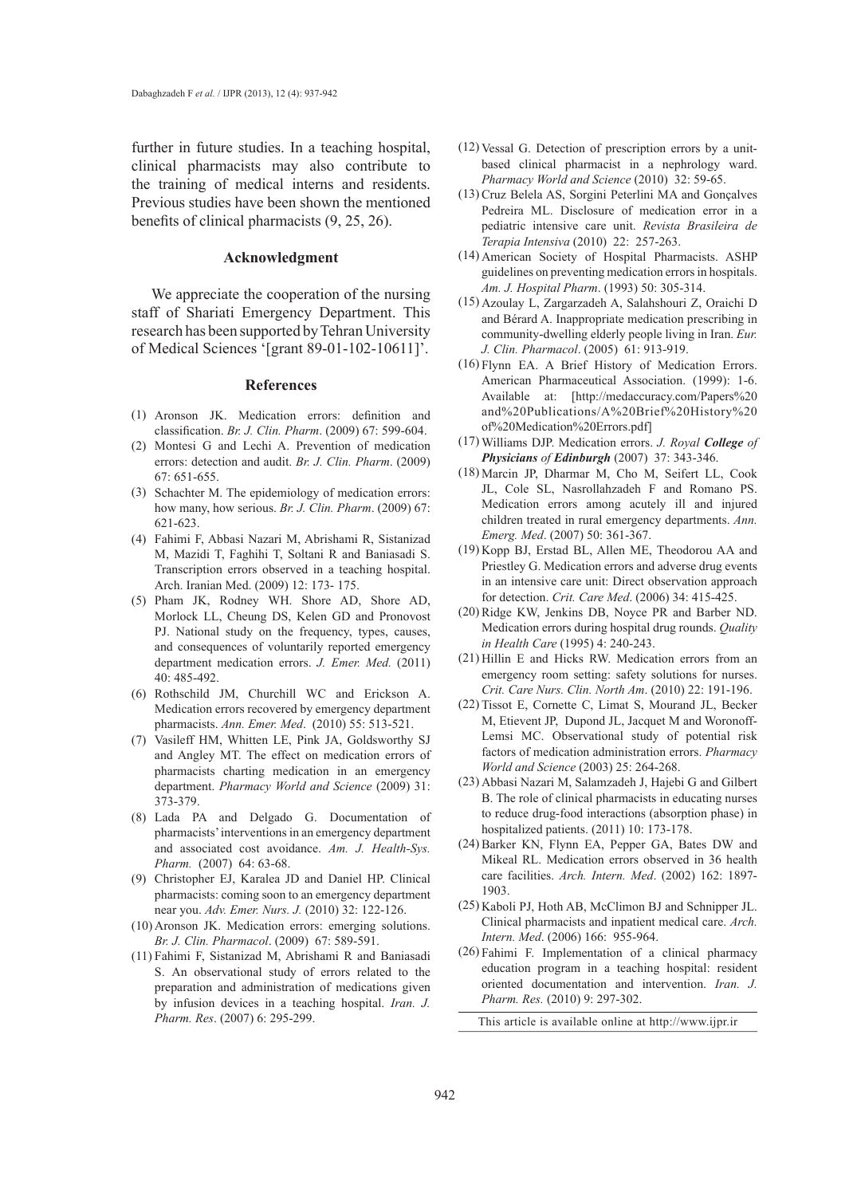further in future studies. In a teaching hospital, clinical pharmacists may also contribute to the training of medical interns and residents. Previous studies have been shown the mentioned benefits of clinical pharmacists (9, 25, 26).

## Acknowledgment

We appreciate the cooperation of the nursing staff of Shariati Emergency Department. This research has been supported by Tehran University of Medical Sciences '[grant 89-01-102-10611]'.

## References

(1) Aronson JK. Medication errors: definition and classification. *Br. J. Clin. Pharm*. (2009) 67: 599-604.

(2) Montesi G and Lechi A. Prevention of medication errors: detection and audit. *Br. J. Clin. Pharm*. (2009) 67: 651-655.

(3) Schachter M. The epidemiology of medication errors: how many, how serious. *Br. J. Clin. Pharm*. (2009) 67: 621-623.

(4) Fahimi F, Abbasi Nazari M, Abrishami R, Sistanizad M, Mazidi T, Faghihi T, Soltani R and Baniasadi S. Transcription errors observed in a teaching hospital. Arch. Iranian Med. (2009) 12: 173- 175.

(5) Pham JK, Rodney WH. Shore AD, Shore AD, Morlock LL, Cheung DS, Kelen GD and Pronovost PJ. National study on the frequency, types, causes, and consequences of voluntarily reported emergency department medication errors. *J. Emer. Med.* (2011) 40: 485-492.

(6) Rothschild JM, Churchill WC and Erickson A. Medication errors recovered by emergency department pharmacists. *Ann. Emer. Med*. (2010) 55: 513-521.

(7) Vasileff HM, Whitten LE, Pink JA, Goldsworthy SJ and Angley MT. The effect on medication errors of pharmacists charting medication in an emergency department. *Pharmacy World and Science* (2009) 31: 373-379.

(8) Lada PA and Delgado G. Documentation of pharmacists' interventions in an emergency department and associated cost avoidance. *Am. J. Health-Sys. Pharm.* (2007) 64: 63-68.

(9) Christopher EJ, Karalea JD and Daniel HP. Clinical pharmacists: coming soon to an emergency department near you. *Adv. Emer. Nurs. J.* (2010) 32: 122-126.

(10) Aronson JK. Medication errors: emerging solutions. *Br. J. Clin. Pharmacol*. (2009) 67: 589-591.

(11) Fahimi F, Sistanizad M, Abrishami R and Baniasadi S. An observational study of errors related to the preparation and administration of medications given by infusion devices in a teaching hospital. *Iran. J. Pharm. Res*. (2007) 6: 295-299.

(12) Vessal G. Detection of prescription errors by a unit-based clinical pharmacist in a nephrology ward. *Pharmacy World and Science* (2010) 32: 59-65.

(13) Cruz Belela AS, Sorgini Peterlini MA and Gonçalves Pedreira ML. Disclosure of medication error in a pediatric intensive care unit. *Revista Brasileira de Terapia Intensiva* (2010) 22: 257-263.

(14) American Society of Hospital Pharmacists. ASHP guidelines on preventing medication errors in hospitals. *Am. J. Hospital Pharm*. (1993) 50: 305-314.

(15) Azoulay L, Zargarzadeh A, Salahshouri Z, Oraichi D and Bérard A. Inappropriate medication prescribing in community-dwelling elderly people living in Iran. *Eur. J. Clin. Pharmacol*. (2005) 61: 913-919.

(16) Flynn EA. A Brief History of Medication Errors. American Pharmaceutical Association. (1999): 1-6. Available at: [http://medaccuracy.com/Papers%20and%20Publications/A%20Brief%20History%20of%20Medication%20Errors.pdf]

(17) Williams DJP. Medication errors. *J. Royal **College** of **Physicians** of **Edinburgh*** (2007) 37: 343-346.

(18) Marcin JP, Dharmar M, Cho M, Seifert LL, Cook JL, Cole SL, Nasrollahzadeh F and Romano PS. Medication errors among acutely ill and injured children treated in rural emergency departments. *Ann. Emerg. Med*. (2007) 50: 361-367.

(19) Kopp BJ, Erstad BL, Allen ME, Theodorou AA and Priestley G. Medication errors and adverse drug events in an intensive care unit: Direct observation approach for detection. *Crit. Care Med*. (2006) 34: 415-425.

(20) Ridge KW, Jenkins DB, Noyce PR and Barber ND. Medication errors during hospital drug rounds. *Quality in Health Care* (1995) 4: 240-243.

(21) Hillin E and Hicks RW. Medication errors from an emergency room setting: safety solutions for nurses. *Crit. Care Nurs. Clin. North Am*. (2010) 22: 191-196.

(22) Tissot E, Cornette C, Limat S, Mourand JL, Becker M, Etievent JP, Dupond JL, Jacquet M and Woronoff-Lemsi MC. Observational study of potential risk factors of medication administration errors. *Pharmacy World and Science* (2003) 25: 264-268.

(23) Abbasi Nazari M, Salamzadeh J, Hajebi G and Gilbert B. The role of clinical pharmacists in educating nurses to reduce drug-food interactions (absorption phase) in hospitalized patients. (2011) 10: 173-178.

(24) Barker KN, Flynn EA, Pepper GA, Bates DW and Mikeal RL. Medication errors observed in 36 health care facilities. *Arch. Intern. Med*. (2002) 162: 1897-1903.

(25) Kaboli PJ, Hoth AB, McClimon BJ and Schnipper JL. Clinical pharmacists and inpatient medical care. *Arch. Intern. Med*. (2006) 166: 955-964.

(26) Fahimi F. Implementation of a clinical pharmacy education program in a teaching hospital: resident oriented documentation and intervention. *Iran. J. Pharm. Res.* (2010) 9: 297-302.

This article is available online at http://www.ijpr.ir